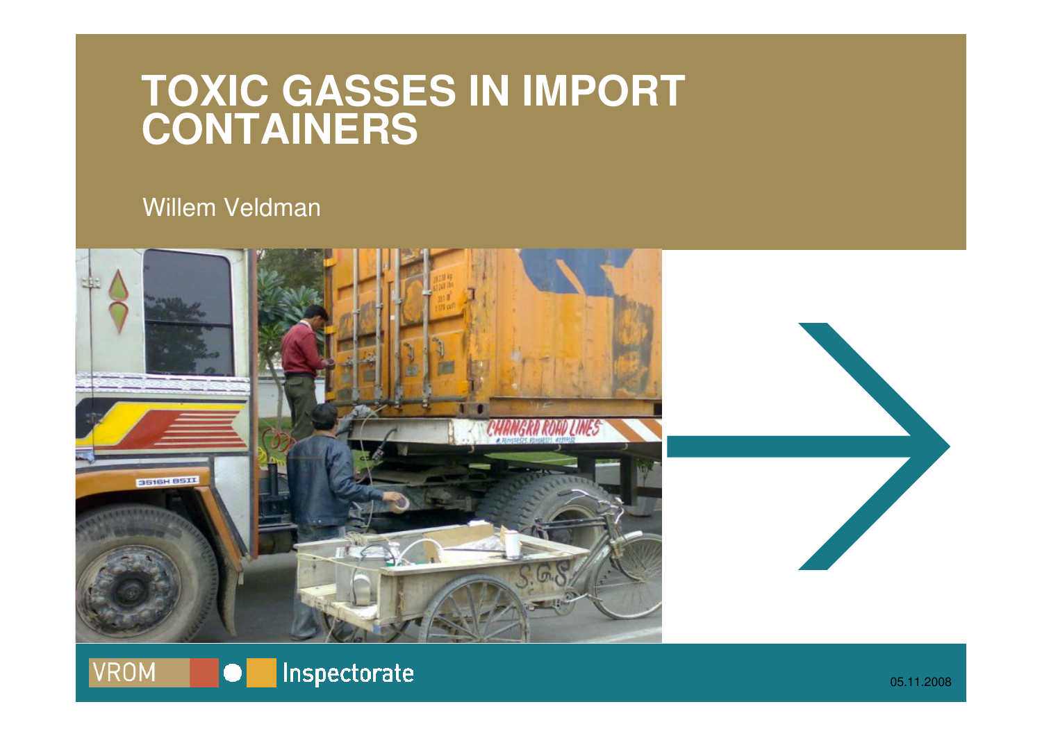# TOXIC GASSES IN IMPORT CONTAINERS

Willem Veldman

VROM Inspectorate

05.11.2008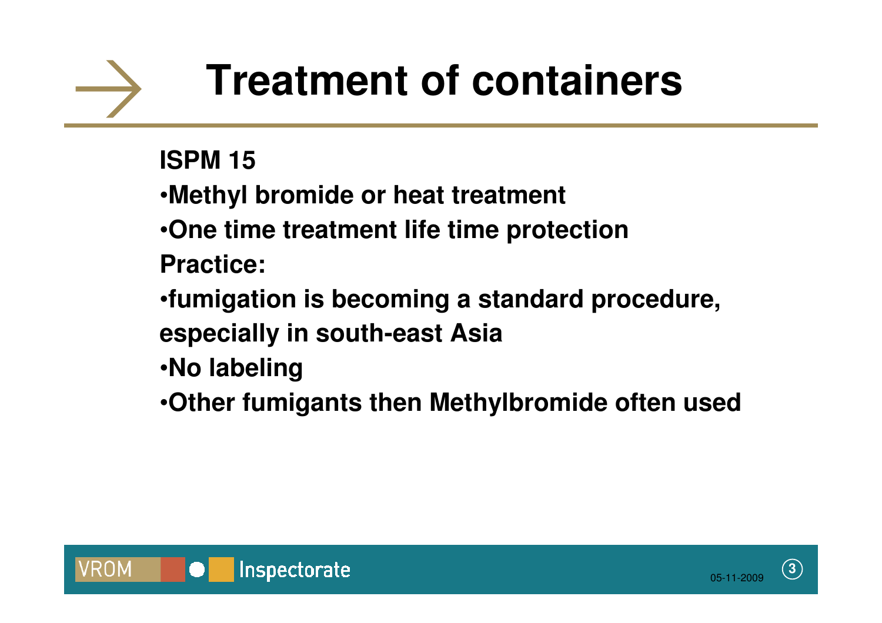# Treatment of containers

**ISPM 15**

- **Methyl bromide or heat treatment**
- **One time treatment life time protection**

**Practice:**

- **fumigation is becoming a standard procedure, especially in south-east Asia**
- **No labeling**
- **Other fumigants then Methylbromide often used**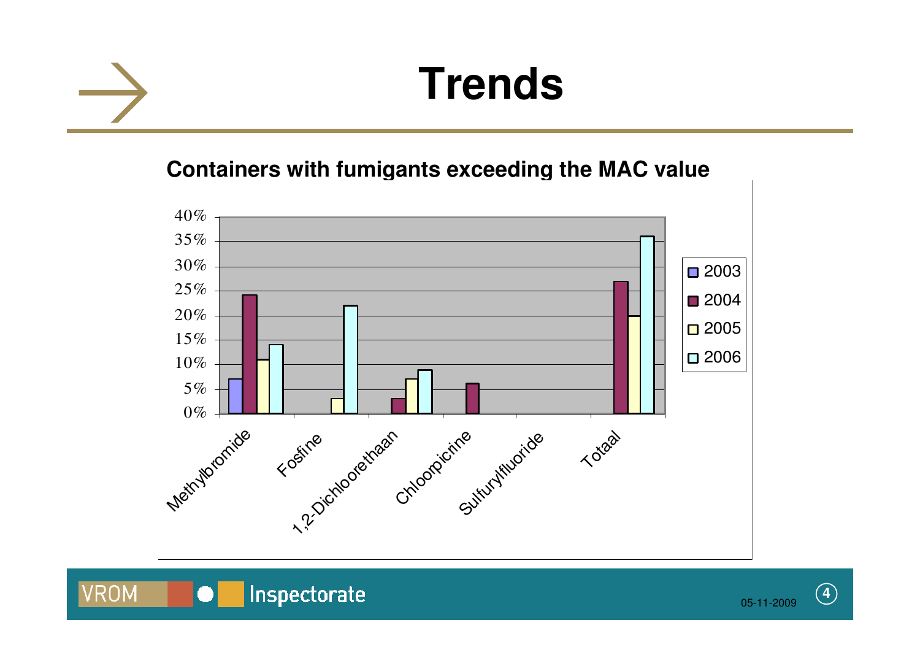# Trends

**Containers with fumigants exceeding the MAC value**

| | 2003 | 2004 | 2005 | 2006 |
|---|---|---|---|---|
| Methylbromide | 7% | 24% | 11% | 14% |
| Fosfine | | | 3% | 22% |
| 1,2-Dichloorethaan | | 3% | 7% | 9% |
| Chloorpicrine | | 6% | | |
| Sulfurylfluoride | | | | |
| Totaal | | 27% | 20% | 36% |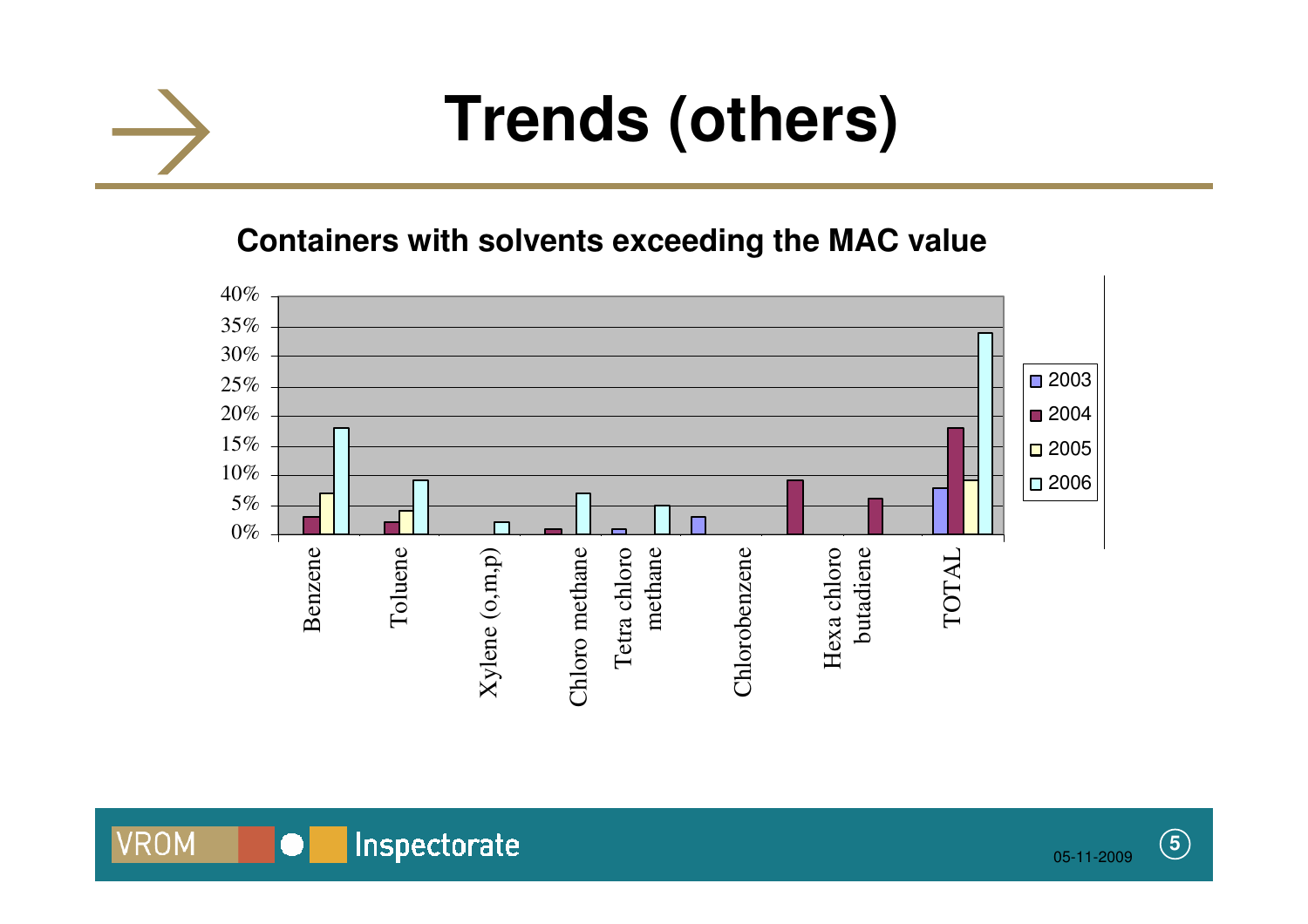# Trends (others)

**Containers with solvents exceeding the MAC value**

| | 2003 | 2004 | 2005 | 2006 |
|---|---|---|---|---|
| Benzene | | 3% | 7% | 18% |
| Toluene | | 2% | 4% | 9% |
| Xylene (o,m,p) | | | | 2% |
| Chloro methane | | 1% | | 7% |
| Tetra chloro methane | 1% | | | 5% |
| Chlorobenzene | 3% | | | |
| Hexa chloro butadiene | | 9% | | 6% |
| TOTAL | 8% | 18% | 9% | 34% |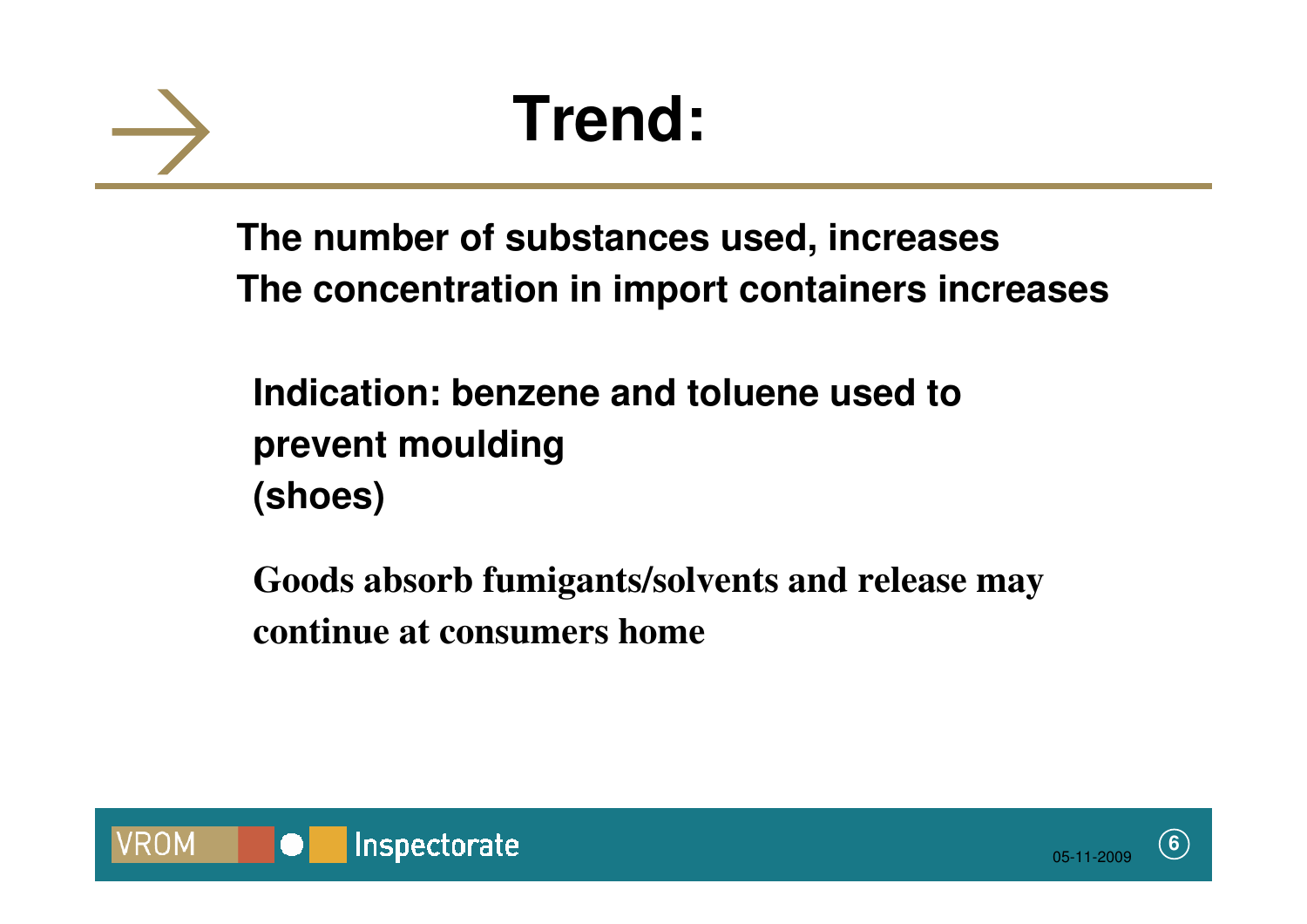# Trend:

**The number of substances used, increases**
**The concentration in import containers increases**

**Indication: benzene and toluene used to prevent moulding (shoes)**

**Goods absorb fumigants/solvents and release may continue at consumers home**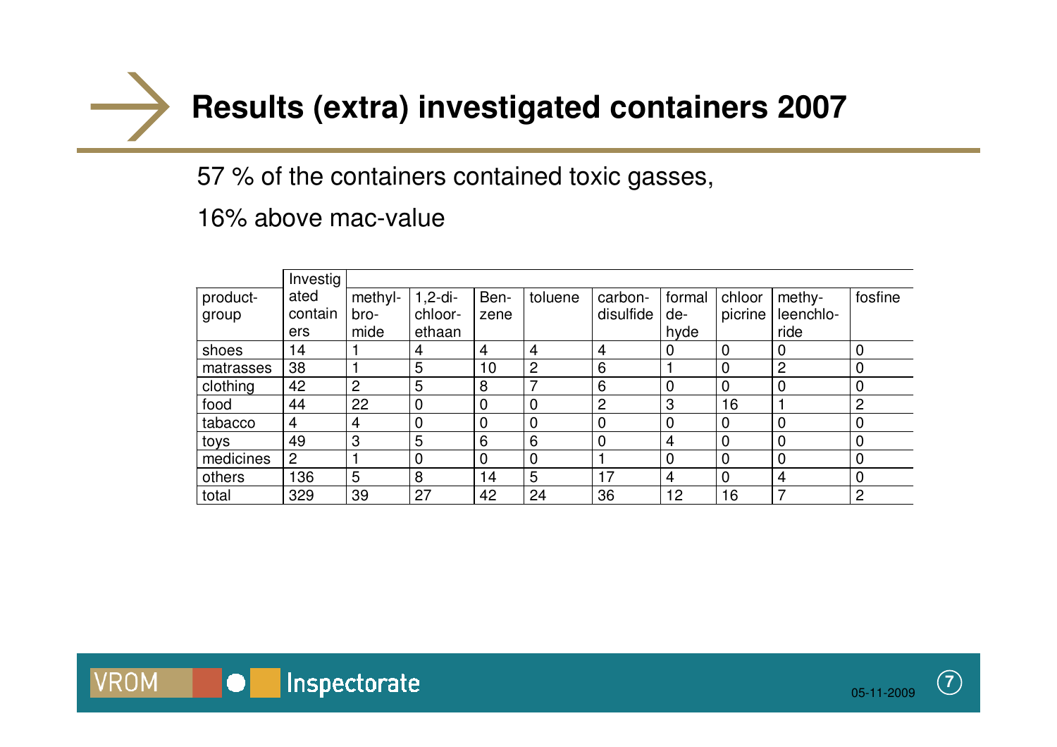# Results (extra) investigated containers 2007

57 % of the containers contained toxic gasses,

16% above mac-value

| product-group | Investigated containers | methyl-bromide | 1,2-di-chloor-ethaan | Ben-zene | toluene | carbon-disulfide | formal de-hyde | chloor picrine | methy-leenchlo-ride | fosfine |
|---|---|---|---|---|---|---|---|---|---|---|
| shoes | 14 | 1 | 4 | 4 | 4 | 4 | 0 | 0 | 0 | 0 |
| matrasses | 38 | 1 | 5 | 10 | 2 | 6 | 1 | 0 | 2 | 0 |
| clothing | 42 | 2 | 5 | 8 | 7 | 6 | 0 | 0 | 0 | 0 |
| food | 44 | 22 | 0 | 0 | 0 | 2 | 3 | 16 | 1 | 2 |
| tabacco | 4 | 4 | 0 | 0 | 0 | 0 | 0 | 0 | 0 | 0 |
| toys | 49 | 3 | 5 | 6 | 6 | 0 | 4 | 0 | 0 | 0 |
| medicines | 2 | 1 | 0 | 0 | 0 | 1 | 0 | 0 | 0 | 0 |
| others | 136 | 5 | 8 | 14 | 5 | 17 | 4 | 0 | 4 | 0 |
| total | 329 | 39 | 27 | 42 | 24 | 36 | 12 | 16 | 7 | 2 |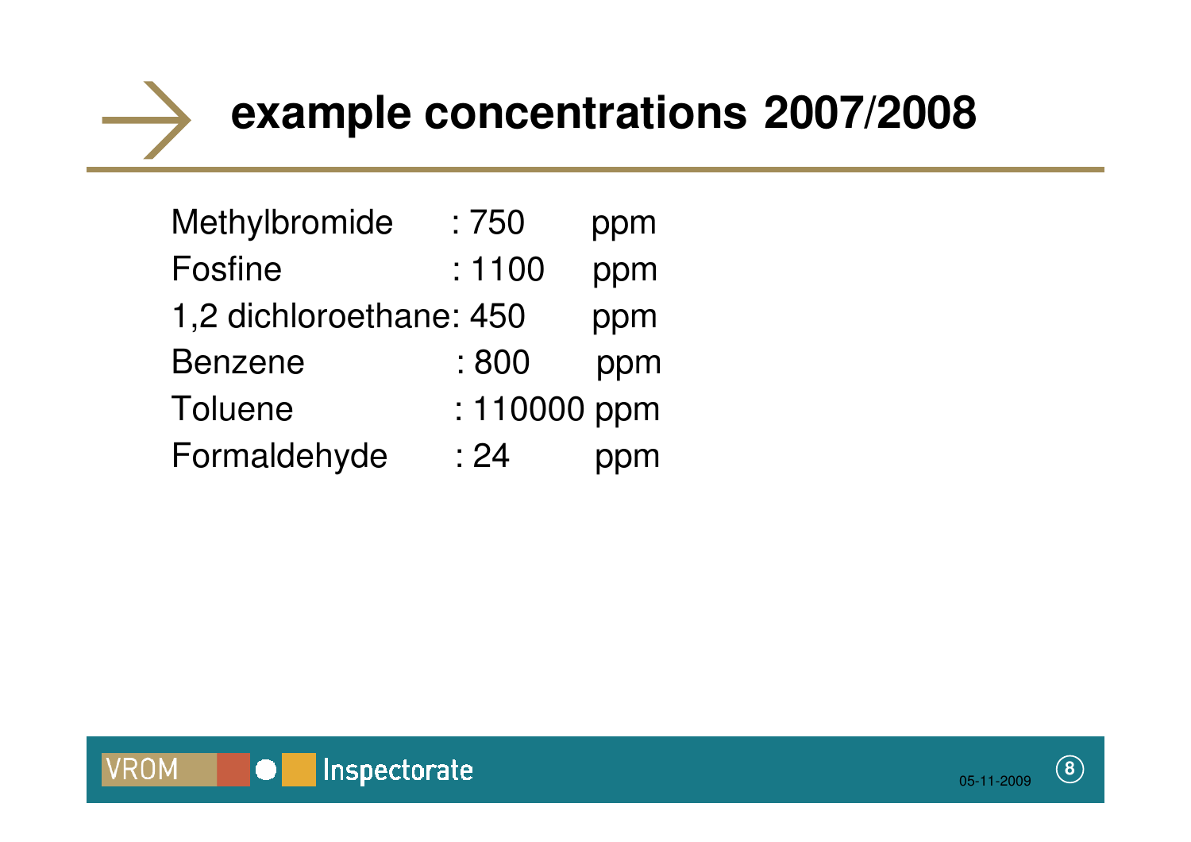# example concentrations 2007/2008

| | | |
|---|---|---|
| Methylbromide | : 750 | ppm |
| Fosfine | : 1100 | ppm |
| 1,2 dichloroethane | : 450 | ppm |
| Benzene | : 800 | ppm |
| Toluene | : 110000 | ppm |
| Formaldehyde | : 24 | ppm |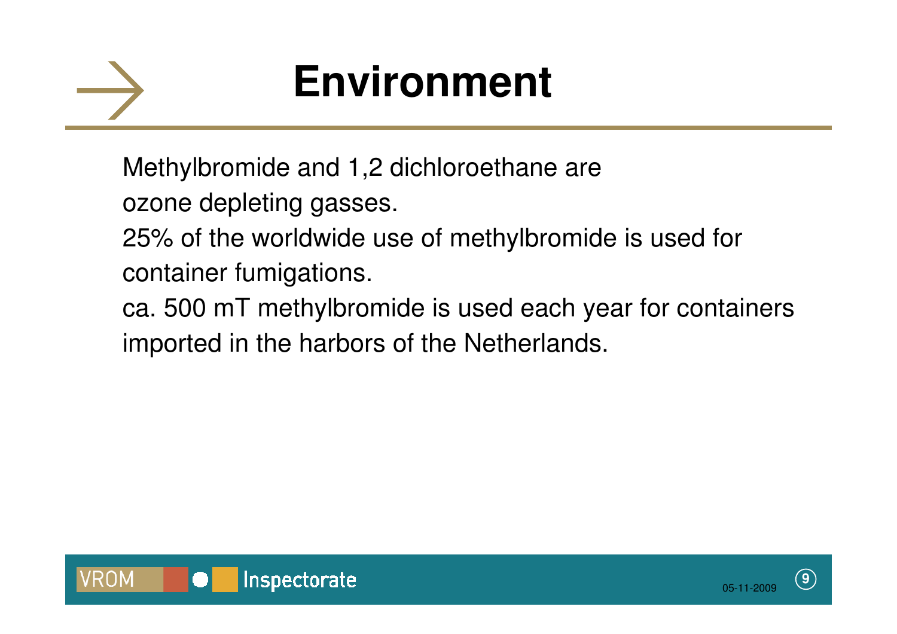# Environment

Methylbromide and 1,2 dichloroethane are ozone depleting gasses.

25% of the worldwide use of methylbromide is used for container fumigations.

ca. 500 mT methylbromide is used each year for containers imported in the harbors of the Netherlands.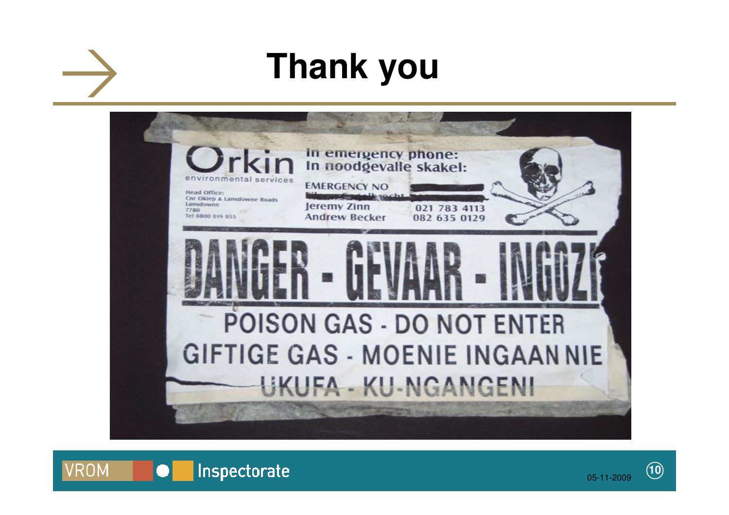# Thank you

Orkin
environmental services

Head Office:
Cnr Okiep & Lansdowne Roads
Lansdowne
7780
Tel 0800 019 055

In emergency phone:
In noodgevalle skakel:

EMERGENCY NO

Jeremy Zinn 021 783 4113
Andrew Becker 082 635 0129

DANGER - GEVAAR - INGOZI

POISON GAS - DO NOT ENTER

GIFTIGE GAS - MOENIE INGAAN NIE

UKUFA - KU-NGANGENI